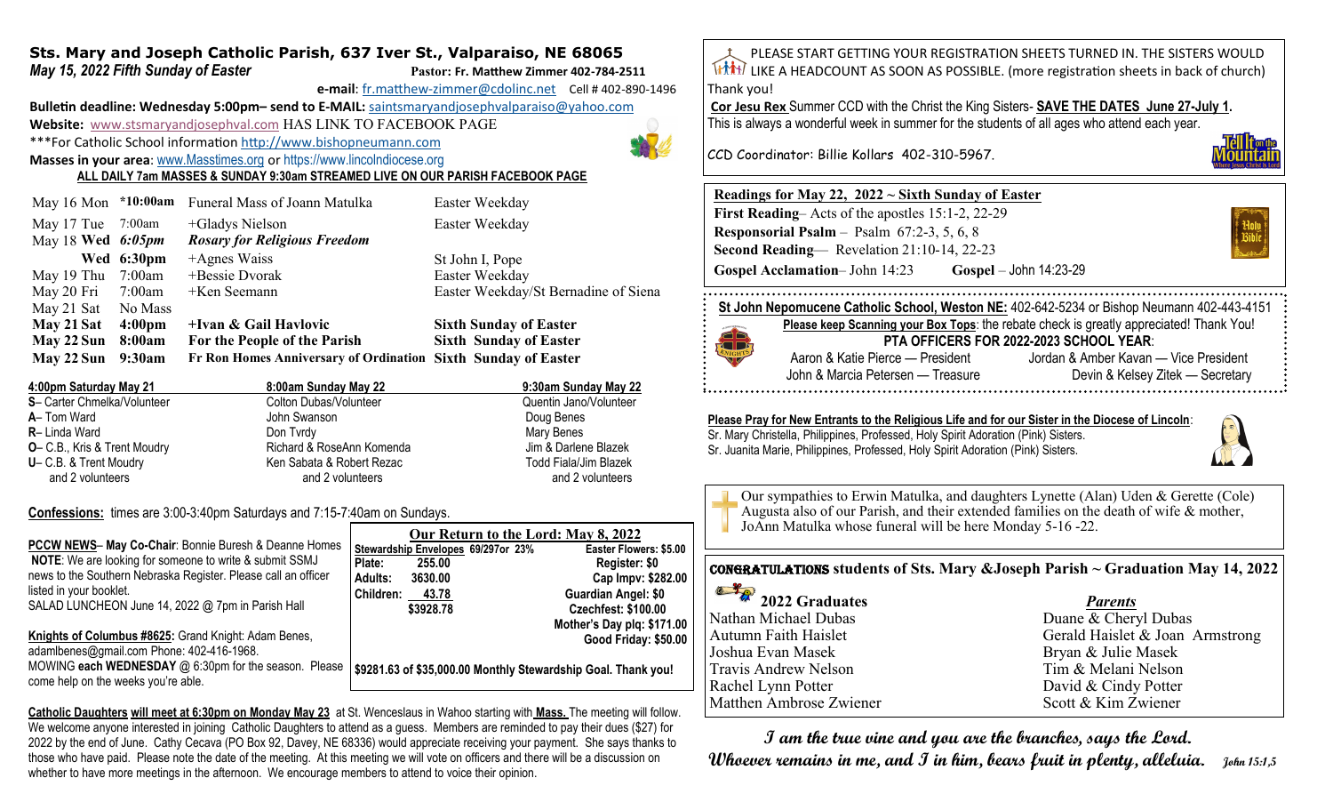# Sts. Mary and Joseph Catholic Parish, 637 Iver St., Valparaiso, NE 68065

***May 15, 2022 Fifth Sunday of Easter*** **Pastor: Fr. Matthew Zimmer 402-784-2511**

**e-mail**: fr.matthew-zimmer@cdolinc.net Cell # 402-890-1496

**Bulletin deadline: Wednesday 5:00pm– send to E-MAIL:** saintsmaryandjosephvalparaiso@yahoo.com

**Website:** www.stsmaryandjosephval.com HAS LINK TO FACEBOOK PAGE

***For Catholic School information http://www.bishopneumann.com

**Masses in your area**: www.Masstimes.org or https://www.lincolndiocese.org

**ALL DAILY 7am MASSES & SUNDAY 9:30am STREAMED LIVE ON OUR PARISH FACEBOOK PAGE**

| | | | |
|---|---|---|---|
| May 16 Mon | ***10:00am** | Funeral Mass of Joann Matulka | Easter Weekday |
| May 17 Tue | 7:00am | +Gladys Nielson | Easter Weekday |
| May 18 **Wed** | ***6:05pm*** | ***Rosary for Religious Freedom*** | |
| **Wed** | **6:30pm** | +Agnes Waiss | St John I, Pope |
| May 19 Thu | 7:00am | +Bessie Dvorak | Easter Weekday |
| May 20 Fri | 7:00am | +Ken Seemann | Easter Weekday/St Bernadine of Siena |
| May 21 Sat | No Mass | | |
| **May 21 Sat** | **4:00pm** | **+Ivan & Gail Havlovic** | **Sixth Sunday of Easter** |
| **May 22 Sun** | **8:00am** | **For the People of the Parish** | **Sixth Sunday of Easter** |
| **May 22 Sun** | **9:30am** | **Fr Ron Homes Anniversary of Ordination** | **Sixth Sunday of Easter** |

| **4:00pm Saturday May 21** | **8:00am Sunday May 22** | **9:30am Sunday May 22** |
|---|---|---|
| S– Carter Chmelka/Volunteer | Colton Dubas/Volunteer | Quentin Jano/Volunteer |
| A– Tom Ward | John Swanson | Doug Benes |
| R– Linda Ward | Don Tvrdy | Mary Benes |
| O– C.B., Kris & Trent Moudry | Richard & RoseAnn Komenda | Jim & Darlene Blazek |
| U– C.B. & Trent Moudry | Ken Sabata & Robert Rezac | Todd Fiala/Jim Blazek |
| and 2 volunteers | and 2 volunteers | and 2 volunteers |

**Confessions:** times are 3:00-3:40pm Saturdays and 7:15-7:40am on Sundays.

**PCCW NEWS**– **May Co-Chair**: Bonnie Buresh & Deanne Homes
**NOTE**: We are looking for someone to write & submit SSMJ news to the Southern Nebraska Register. Please call an officer listed in your booklet.
SALAD LUNCHEON June 14, 2022 @ 7pm in Parish Hall

**Knights of Columbus #8625:** Grand Knight: Adam Benes, adamlbenes@gmail.com Phone: 402-416-1968.
MOWING **each WEDNESDAY** @ 6:30pm for the season. Please come help on the weeks you're able.

**Our Return to the Lord: May 8, 2022**

| **Stewardship Envelopes 69/297or 23%** | | **Easter Flowers: $5.00** |
|---|---|---|
| **Plate:** | **255.00** | **Register: $0** |
| **Adults:** | **3630.00** | **Cap Impv: $282.00** |
| **Children:** | **43.78** | **Guardian Angel: $0** |
| | **$3928.78** | **Czechfest: $100.00** |
| | | **Mother's Day plq: $171.00** |
| | | **Good Friday: $50.00** |

**$9281.63 of $35,000.00 Monthly Stewardship Goal. Thank you!**

**Catholic Daughters will meet at 6:30pm on Monday May 23** at St. Wenceslaus in Wahoo starting with **Mass.** The meeting will follow. We welcome anyone interested in joining Catholic Daughters to attend as a guess. Members are reminded to pay their dues ($27) for 2022 by the end of June. Cathy Cecava (PO Box 92, Davey, NE 68336) would appreciate receiving your payment. She says thanks to those who have paid. Please note the date of the meeting. At this meeting we will vote on officers and there will be a discussion on whether to have more meetings in the afternoon. We encourage members to attend to voice their opinion.

PLEASE START GETTING YOUR REGISTRATION SHEETS TURNED IN. THE SISTERS WOULD LIKE A HEADCOUNT AS SOON AS POSSIBLE. (more registration sheets in back of church) Thank you!

**Cor Jesu Rex** Summer CCD with the Christ the King Sisters- **SAVE THE DATES June 27-July 1.** This is always a wonderful week in summer for the students of all ages who attend each year.

CCD Coordinator: Billie Kollars 402-310-5967.

**Readings for May 22, 2022 ~ Sixth Sunday of Easter**
**First Reading**– Acts of the apostles 15:1-2, 22-29
**Responsorial Psalm** – Psalm 67:2-3, 5, 6, 8
**Second Reading**— Revelation 21:10-14, 22-23
**Gospel Acclamation**– John 14:23 **Gospel** – John 14:23-29

**St John Nepomucene Catholic School, Weston NE:** 402-642-5234 or Bishop Neumann 402-443-4151
**Please keep Scanning your Box Tops**: the rebate check is greatly appreciated! Thank You!
**PTA OFFICERS FOR 2022-2023 SCHOOL YEAR**:
Aaron & Katie Pierce — President
Jordan & Amber Kavan — Vice President
John & Marcia Petersen — Treasure
Devin & Kelsey Zitek — Secretary

**Please Pray for New Entrants to the Religious Life and for our Sister in the Diocese of Lincoln**:
Sr. Mary Christella, Philippines, Professed, Holy Spirit Adoration (Pink) Sisters.
Sr. Juanita Marie, Philippines, Professed, Holy Spirit Adoration (Pink) Sisters.

Our sympathies to Erwin Matulka, and daughters Lynette (Alan) Uden & Gerette (Cole) Augusta also of our Parish, and their extended families on the death of wife & mother, JoAnn Matulka whose funeral will be here Monday 5-16 -22.

**CONGRATULATIONS students of Sts. Mary &Joseph Parish ~ Graduation May 14, 2022**

| **2022 Graduates** | ***Parents*** |
|---|---|
| Nathan Michael Dubas | Duane & Cheryl Dubas |
| Autumn Faith Haislet | Gerald Haislet & Joan Armstrong |
| Joshua Evan Masek | Bryan & Julie Masek |
| Travis Andrew Nelson | Tim & Melani Nelson |
| Rachel Lynn Potter | David & Cindy Potter |
| Matthen Ambrose Zwiener | Scott & Kim Zwiener |

***I am the true vine and you are the branches, says the Lord. Whoever remains in me, and I in him, bears fruit in plenty, alleluia.*** *John 15:1,5*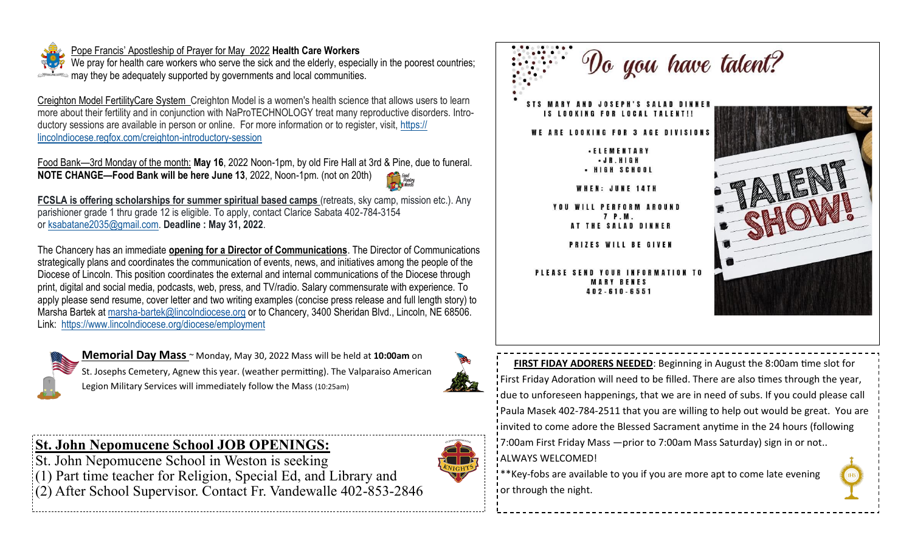Pope Francis' Apostleship of Prayer for May 2022 **Health Care Workers**
We pray for health care workers who serve the sick and the elderly, especially in the poorest countries; may they be adequately supported by governments and local communities.

Creighton Model FertilityCare System Creighton Model is a women's health science that allows users to learn more about their fertility and in conjunction with NaProTECHNOLOGY treat many reproductive disorders. Introductory sessions are available in person or online. For more information or to register, visit, https://lincolndiocese.regfox.com/creighton-introductory-session

Food Bank—3rd Monday of the month: **May 16**, 2022 Noon-1pm, by old Fire Hall at 3rd & Pine, due to funeral. **NOTE CHANGE—Food Bank will be here June 13**, 2022, Noon-1pm. (not on 20th)

**FCSLA is offering scholarships for summer spiritual based camps** (retreats, sky camp, mission etc.). Any parishioner grade 1 thru grade 12 is eligible. To apply, contact Clarice Sabata 402-784-3154 or ksabatane2035@gmail.com. **Deadline : May 31, 2022**.

The Chancery has an immediate **opening for a Director of Communications**. The Director of Communications strategically plans and coordinates the communication of events, news, and initiatives among the people of the Diocese of Lincoln. This position coordinates the external and internal communications of the Diocese through print, digital and social media, podcasts, web, press, and TV/radio. Salary commensurate with experience. To apply please send resume, cover letter and two writing examples (concise press release and full length story) to Marsha Bartek at marsha-bartek@lincolndiocese.org or to Chancery, 3400 Sheridan Blvd., Lincoln, NE 68506. Link: https://www.lincolndiocese.org/diocese/employment

**Memorial Day Mass** ~ Monday, May 30, 2022 Mass will be held at **10:00am** on St. Josephs Cemetery, Agnew this year. (weather permitting). The Valparaiso American Legion Military Services will immediately follow the Mass (10:25am)

## St. John Nepomucene School JOB OPENINGS:

St. John Nepomucene School in Weston is seeking
(1) Part time teacher for Religion, Special Ed, and Library and
(2) After School Supervisor. Contact Fr. Vandewalle 402-853-2846

## Do you have talent?

STS MARY AND JOSEPH'S SALAD DINNER IS LOOKING FOR LOCAL TALENT!!

WE ARE LOOKING FOR 3 AGE DIVISIONS

- ELEMENTARY
- JR. HIGH
- HIGH SCHOOL

WHEN: JUNE 14TH

YOU WILL PERFORM AROUND 7 P.M. AT THE SALAD DINNER

PRIZES WILL BE GIVEN

PLEASE SEND YOUR INFORMATION TO MARY BENES 402-610-6551

TALENT SHOW!

**FIRST FIDAY ADORERS NEEDED**: Beginning in August the 8:00am time slot for First Friday Adoration will need to be filled. There are also times through the year, due to unforeseen happenings, that we are in need of subs. If you could please call Paula Masek 402-784-2511 that you are willing to help out would be great. You are invited to come adore the Blessed Sacrament anytime in the 24 hours (following 7:00am First Friday Mass —prior to 7:00am Mass Saturday) sign in or not.. ALWAYS WELCOMED!

**Key-fobs are available to you if you are more apt to come late evening or through the night.